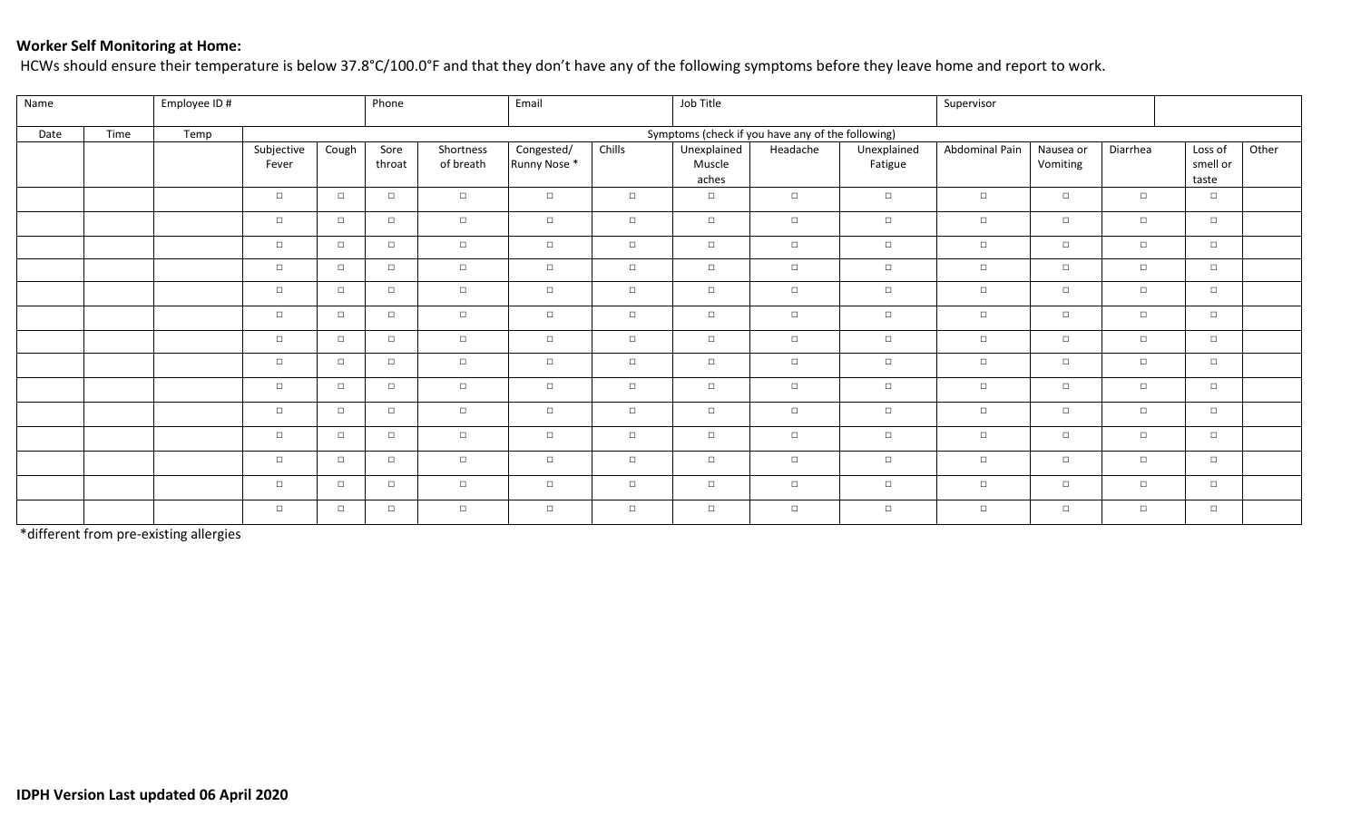**Worker Self Monitoring at Home:**

HCWs should ensure their temperature is below 37.8°C/100.0°F and that they don't have any of the following symptoms before they leave home and report to work.

| Name | | Employee ID # | | | Phone | | Email | | Job Title | | | Supplier | | | | |
|---|---|---|---|---|---|---|---|---|---|---|---|---|---|---|---|---|
| Date | Time | Temp | Symptoms (check if you have any of the following) | | | | | | | | | | | | | |
| | | | Subjective Fever | Cough | Sore throat | Shortness of breath | Congested/ Runny Nose * | Chills | Unexplained Muscle aches | Headache | Unexplained Fatigue | Abdominal Pain | Nausea or Vomiting | Diarrhea | Loss of smell or taste | Other |
| | | | □ | □ | □ | □ | □ | □ | □ | □ | □ | □ | □ | □ | □ | |
| | | | □ | □ | □ | □ | □ | □ | □ | □ | □ | □ | □ | □ | □ | |
| | | | □ | □ | □ | □ | □ | □ | □ | □ | □ | □ | □ | □ | □ | |
| | | | □ | □ | □ | □ | □ | □ | □ | □ | □ | □ | □ | □ | □ | |
| | | | □ | □ | □ | □ | □ | □ | □ | □ | □ | □ | □ | □ | □ | |
| | | | □ | □ | □ | □ | □ | □ | □ | □ | □ | □ | □ | □ | □ | |
| | | | □ | □ | □ | □ | □ | □ | □ | □ | □ | □ | □ | □ | □ | |
| | | | □ | □ | □ | □ | □ | □ | □ | □ | □ | □ | □ | □ | □ | |
| | | | □ | □ | □ | □ | □ | □ | □ | □ | □ | □ | □ | □ | □ | |
| | | | □ | □ | □ | □ | □ | □ | □ | □ | □ | □ | □ | □ | □ | |
| | | | □ | □ | □ | □ | □ | □ | □ | □ | □ | □ | □ | □ | □ | |
| | | | □ | □ | □ | □ | □ | □ | □ | □ | □ | □ | □ | □ | □ | |
| | | | □ | □ | □ | □ | □ | □ | □ | □ | □ | □ | □ | □ | □ | |
| | | | □ | □ | □ | □ | □ | □ | □ | □ | □ | □ | □ | □ | □ | |

*different from pre-existing allergies

**IDPH Version Last updated 06 April 2020**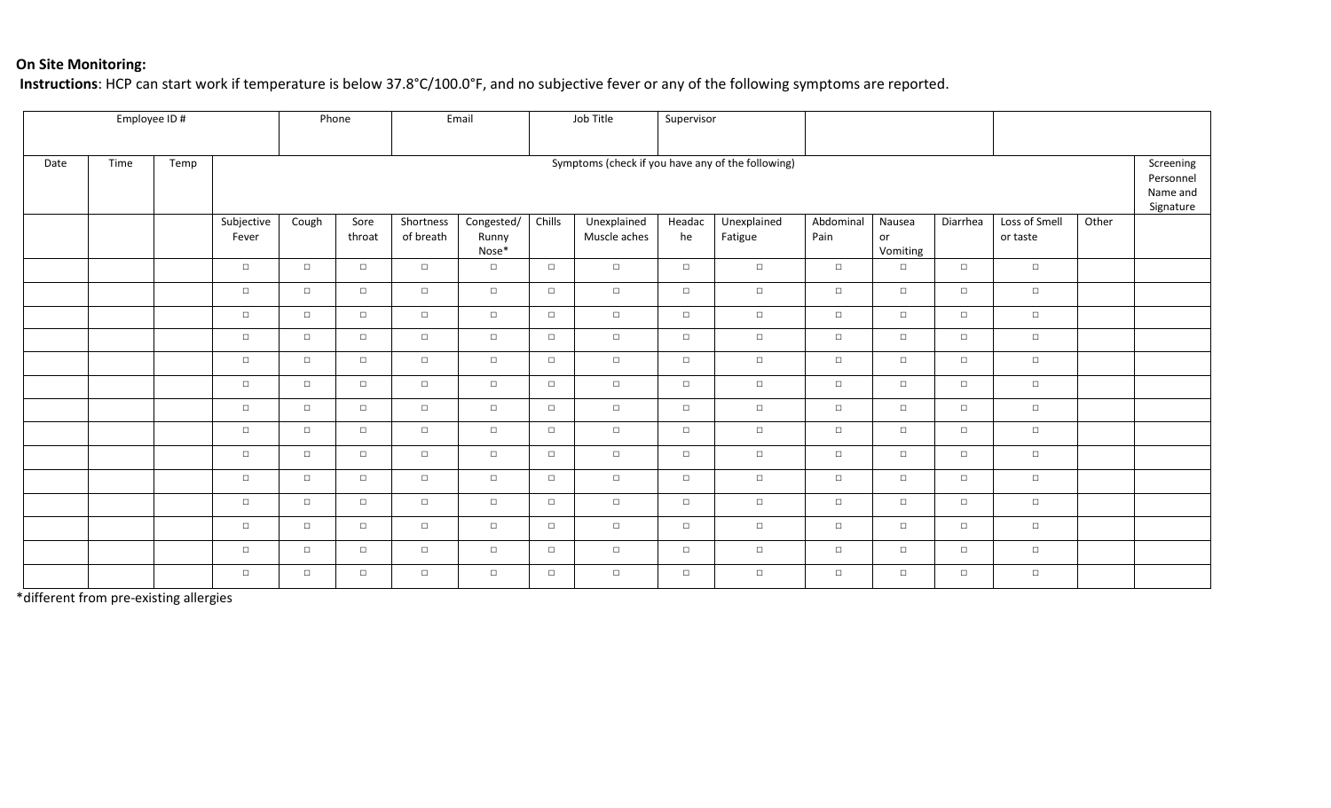**On Site Monitoring:**

**Instructions**: HCP can start work if temperature is below 37.8°C/100.0°F, and no subjective fever or any of the following symptoms are reported.

| Employee ID # | | | Phone | | Email | | Job Title | | Supervisor | | | | | | | |
|---|---|---|---|---|---|---|---|---|---|---|---|---|---|---|---|---|
| Date | Time | Temp | Symptoms (check if you have any of the following) | | | | | | | | | | | | | Screening Personnel Name and Signature |
| | | | Subjective Fever | Cough | Sore throat | Shortness of breath | Congested/ Runny Nose* | Chills | Unexplained Muscle aches | Headache | Unexplained Fatigue | Abdominal Pain | Nausea or Vomiting | Diarrhea | Loss of Smell or taste | Other | |
| | | | □ | □ | □ | □ | □ | □ | □ | □ | □ | □ | □ | □ | □ | | |
| | | | □ | □ | □ | □ | □ | □ | □ | □ | □ | □ | □ | □ | □ | | |
| | | | □ | □ | □ | □ | □ | □ | □ | □ | □ | □ | □ | □ | □ | | |
| | | | □ | □ | □ | □ | □ | □ | □ | □ | □ | □ | □ | □ | □ | | |
| | | | □ | □ | □ | □ | □ | □ | □ | □ | □ | □ | □ | □ | □ | | |
| | | | □ | □ | □ | □ | □ | □ | □ | □ | □ | □ | □ | □ | □ | | |
| | | | □ | □ | □ | □ | □ | □ | □ | □ | □ | □ | □ | □ | □ | | |
| | | | □ | □ | □ | □ | □ | □ | □ | □ | □ | □ | □ | □ | □ | | |
| | | | □ | □ | □ | □ | □ | □ | □ | □ | □ | □ | □ | □ | □ | | |
| | | | □ | □ | □ | □ | □ | □ | □ | □ | □ | □ | □ | □ | □ | | |
| | | | □ | □ | □ | □ | □ | □ | □ | □ | □ | □ | □ | □ | □ | | |
| | | | □ | □ | □ | □ | □ | □ | □ | □ | □ | □ | □ | □ | □ | | |
| | | | □ | □ | □ | □ | □ | □ | □ | □ | □ | □ | □ | □ | □ | | |
| | | | □ | □ | □ | □ | □ | □ | □ | □ | □ | □ | □ | □ | □ | | |

*different from pre-existing allergies